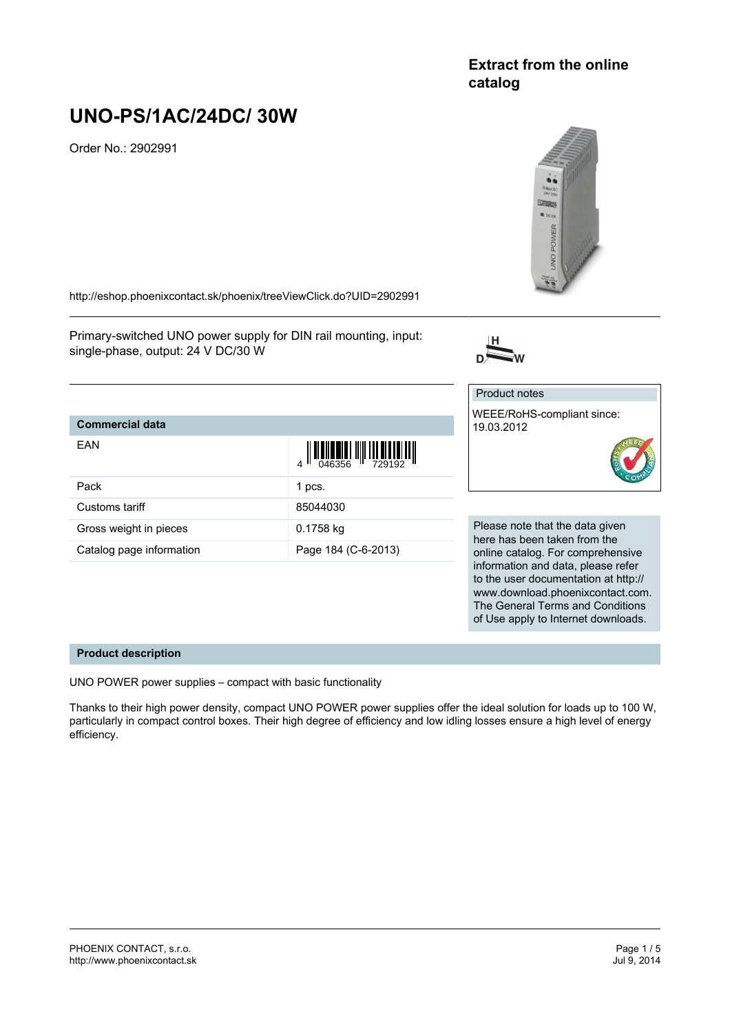**Extract from the online catalog**

# UNO-PS/1AC/24DC/ 30W

Order No.: 2902991

http://eshop.phoenixcontact.sk/phoenix/treeViewClick.do?UID=2902991

Primary-switched UNO power supply for DIN rail mounting, input: single-phase, output: 24 V DC/30 W

| Commercial data | |
|---|---|
| EAN | 4 046356 729192 |
| Pack | 1 pcs. |
| Customs tariff | 85044030 |
| Gross weight in pieces | 0.1758 kg |
| Catalog page information | Page 184 (C-6-2013) |

Product notes

WEEE/RoHS-compliant since: 19.03.2012

Please note that the data given here has been taken from the online catalog. For comprehensive information and data, please refer to the user documentation at http://www.download.phoenixcontact.com. The General Terms and Conditions of Use apply to Internet downloads.

## Product description

UNO POWER power supplies – compact with basic functionality

Thanks to their high power density, compact UNO POWER power supplies offer the ideal solution for loads up to 100 W, particularly in compact control boxes. Their high degree of efficiency and low idling losses ensure a high level of energy efficiency.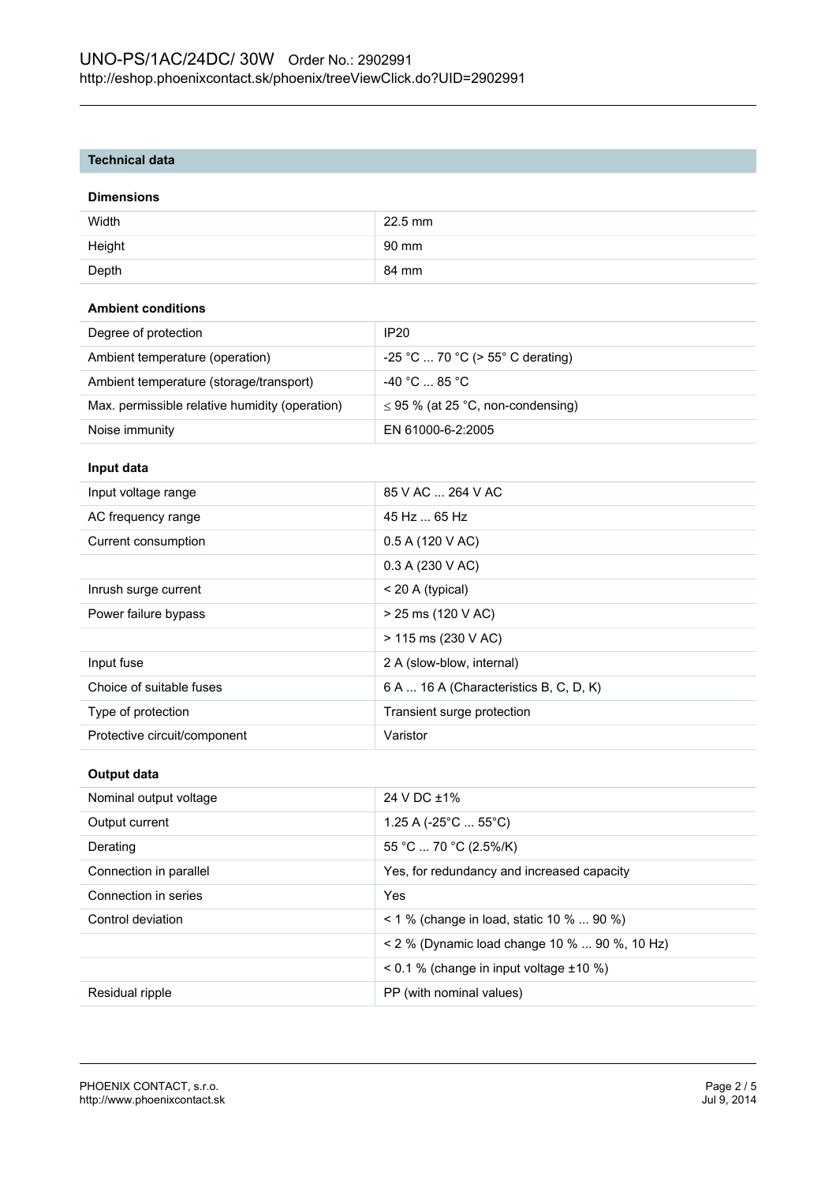## Technical data

### Dimensions

| | |
|---|---|
| Width | 22.5 mm |
| Height | 90 mm |
| Depth | 84 mm |

### Ambient conditions

| | |
|---|---|
| Degree of protection | IP20 |
| Ambient temperature (operation) | -25 °C ... 70 °C (> 55° C derating) |
| Ambient temperature (storage/transport) | -40 °C ... 85 °C |
| Max. permissible relative humidity (operation) | ≤ 95 % (at 25 °C, non-condensing) |
| Noise immunity | EN 61000-6-2:2005 |

### Input data

| | |
|---|---|
| Input voltage range | 85 V AC ... 264 V AC |
| AC frequency range | 45 Hz ... 65 Hz |
| Current consumption | 0.5 A (120 V AC) |
| | 0.3 A (230 V AC) |
| Inrush surge current | < 20 A (typical) |
| Power failure bypass | > 25 ms (120 V AC) |
| | > 115 ms (230 V AC) |
| Input fuse | 2 A (slow-blow, internal) |
| Choice of suitable fuses | 6 A ... 16 A (Characteristics B, C, D, K) |
| Type of protection | Transient surge protection |
| Protective circuit/component | Varistor |

### Output data

| | |
|---|---|
| Nominal output voltage | 24 V DC ±1% |
| Output current | 1.25 A (-25°C ... 55°C) |
| Derating | 55 °C ... 70 °C (2.5%/K) |
| Connection in parallel | Yes, for redundancy and increased capacity |
| Connection in series | Yes |
| Control deviation | < 1 % (change in load, static 10 % ... 90 %) |
| | < 2 % (Dynamic load change 10 % ... 90 %, 10 Hz) |
| | < 0.1 % (change in input voltage ±10 %) |
| Residual ripple | PP (with nominal values) |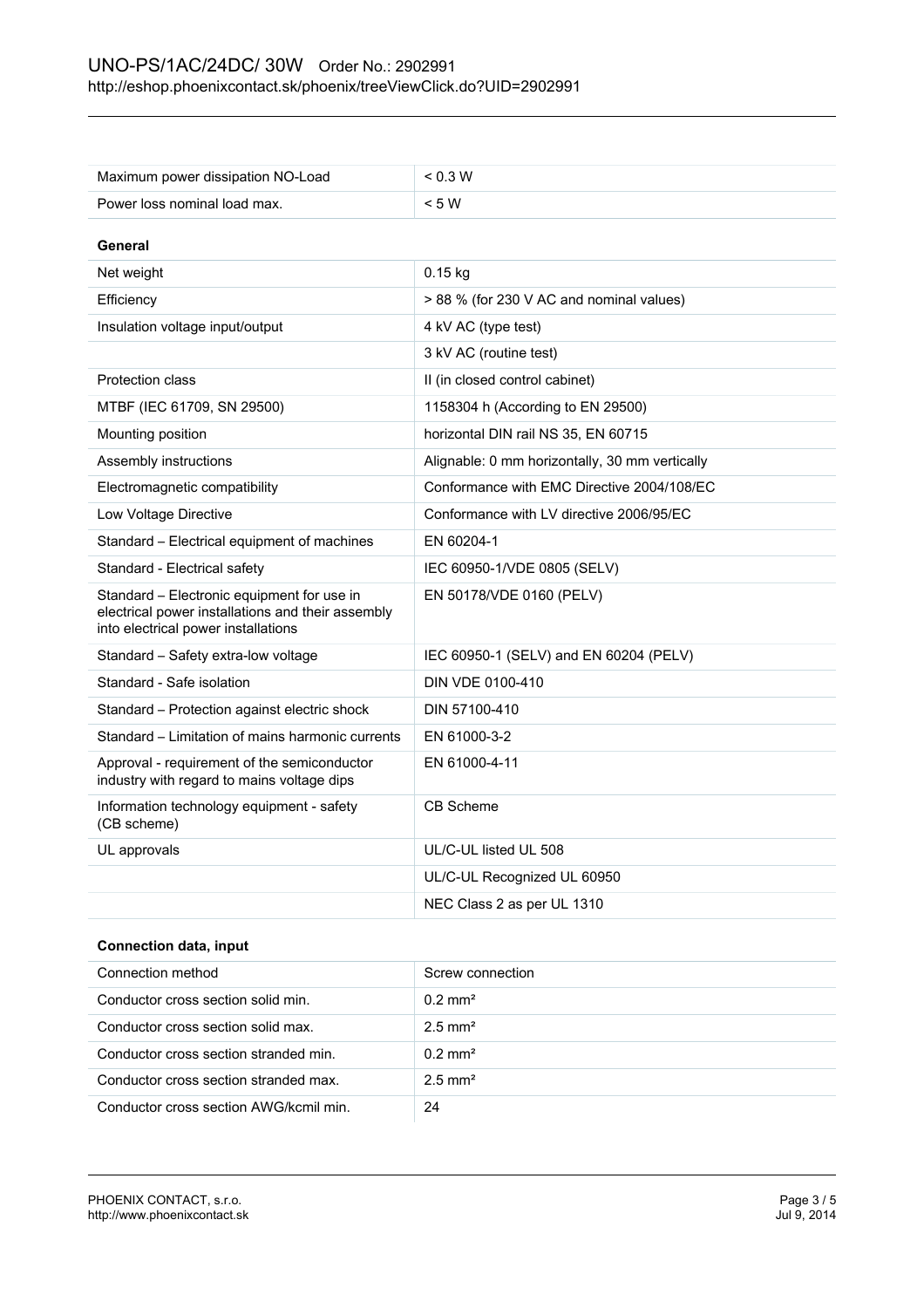| | |
|---|---|
| Maximum power dissipation NO-Load | < 0.3 W |
| Power loss nominal load max. | < 5 W |

**General**

| | |
|---|---|
| Net weight | 0.15 kg |
| Efficiency | > 88 % (for 230 V AC and nominal values) |
| Insulation voltage input/output | 4 kV AC (type test) |
| | 3 kV AC (routine test) |
| Protection class | II (in closed control cabinet) |
| MTBF (IEC 61709, SN 29500) | 1158304 h (According to EN 29500) |
| Mounting position | horizontal DIN rail NS 35, EN 60715 |
| Assembly instructions | Alignable: 0 mm horizontally, 30 mm vertically |
| Electromagnetic compatibility | Conformance with EMC Directive 2004/108/EC |
| Low Voltage Directive | Conformance with LV directive 2006/95/EC |
| Standard – Electrical equipment of machines | EN 60204-1 |
| Standard - Electrical safety | IEC 60950-1/VDE 0805 (SELV) |
| Standard – Electronic equipment for use in electrical power installations and their assembly into electrical power installations | EN 50178/VDE 0160 (PELV) |
| Standard – Safety extra-low voltage | IEC 60950-1 (SELV) and EN 60204 (PELV) |
| Standard - Safe isolation | DIN VDE 0100-410 |
| Standard – Protection against electric shock | DIN 57100-410 |
| Standard – Limitation of mains harmonic currents | EN 61000-3-2 |
| Approval - requirement of the semiconductor industry with regard to mains voltage dips | EN 61000-4-11 |
| Information technology equipment - safety (CB scheme) | CB Scheme |
| UL approvals | UL/C-UL listed UL 508 |
| | UL/C-UL Recognized UL 60950 |
| | NEC Class 2 as per UL 1310 |

**Connection data, input**

| | |
|---|---|
| Connection method | Screw connection |
| Conductor cross section solid min. | 0.2 mm² |
| Conductor cross section solid max. | 2.5 mm² |
| Conductor cross section stranded min. | 0.2 mm² |
| Conductor cross section stranded max. | 2.5 mm² |
| Conductor cross section AWG/kcmil min. | 24 |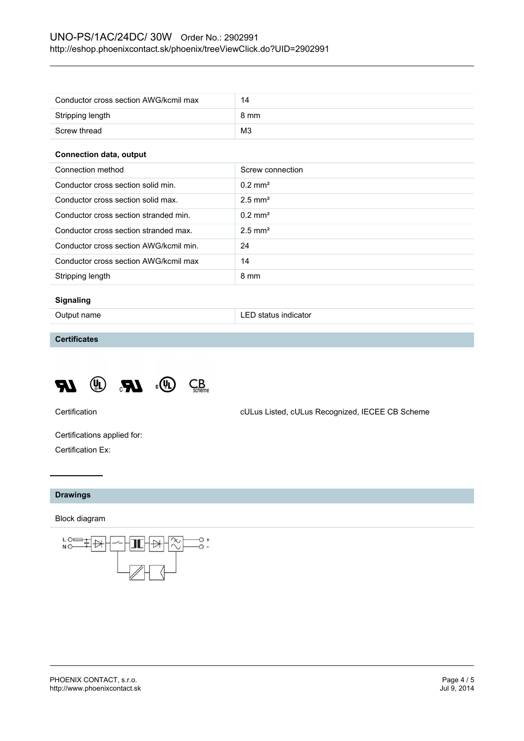| | |
|---|---|
| Conductor cross section AWG/kcmil max | 14 |
| Stripping length | 8 mm |
| Screw thread | M3 |

**Connection data, output**

| | |
|---|---|
| Connection method | Screw connection |
| Conductor cross section solid min. | 0.2 mm² |
| Conductor cross section solid max. | 2.5 mm² |
| Conductor cross section stranded min. | 0.2 mm² |
| Conductor cross section stranded max. | 2.5 mm² |
| Conductor cross section AWG/kcmil min. | 24 |
| Conductor cross section AWG/kcmil max | 14 |
| Stripping length | 8 mm |

**Signaling**

| | |
|---|---|
| Output name | LED status indicator |

## Certificates

| | |
|---|---|
| Certification | cULus Listed, cULus Recognized, IECEE CB Scheme |

Certifications applied for:

Certification Ex:

## Drawings

Block diagram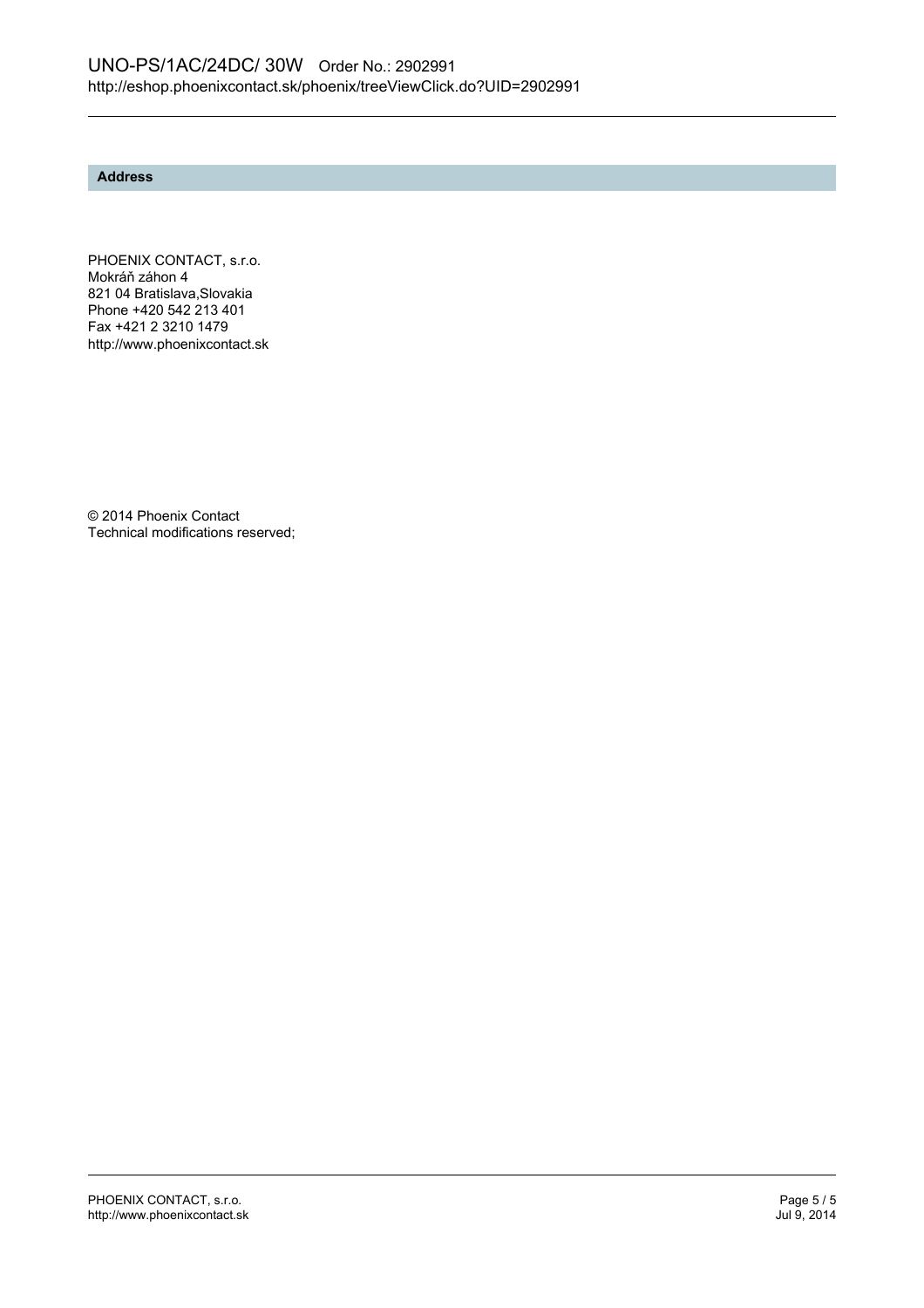## Address

PHOENIX CONTACT, s.r.o.
Mokráň záhon 4
821 04 Bratislava,Slovakia
Phone +420 542 213 401
Fax +421 2 3210 1479
http://www.phoenixcontact.sk

© 2014 Phoenix Contact
Technical modifications reserved;